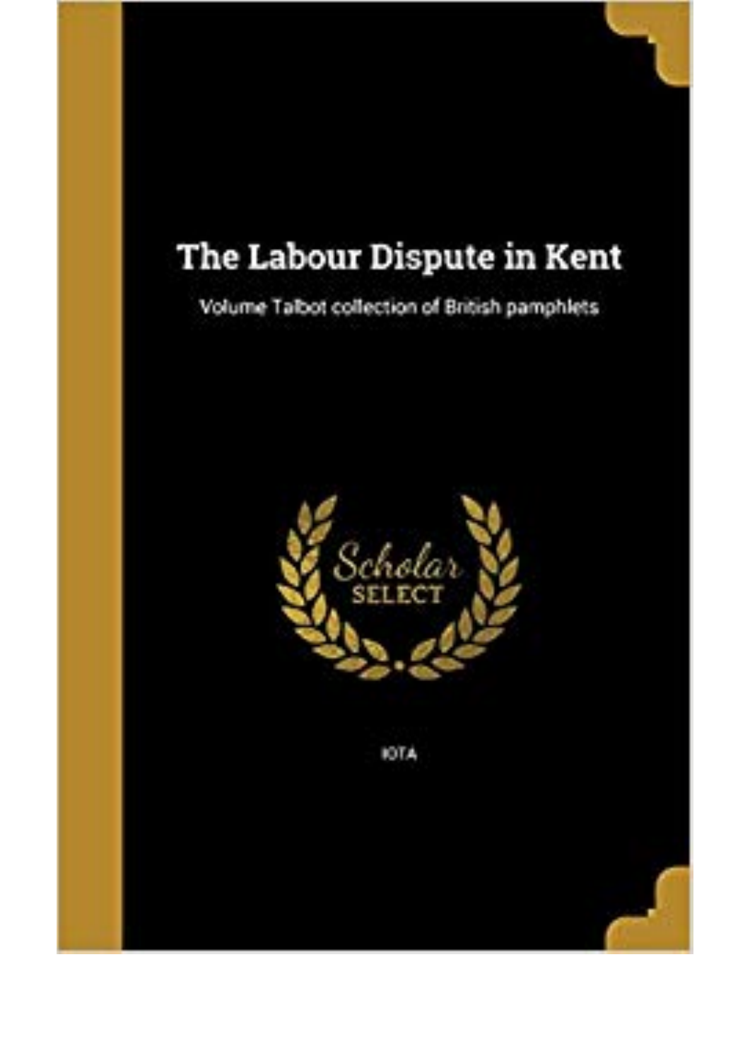# The Labour Dispute in Kent

Volume Talbot collection of British pamphlets

Scholar SELECT

IOTA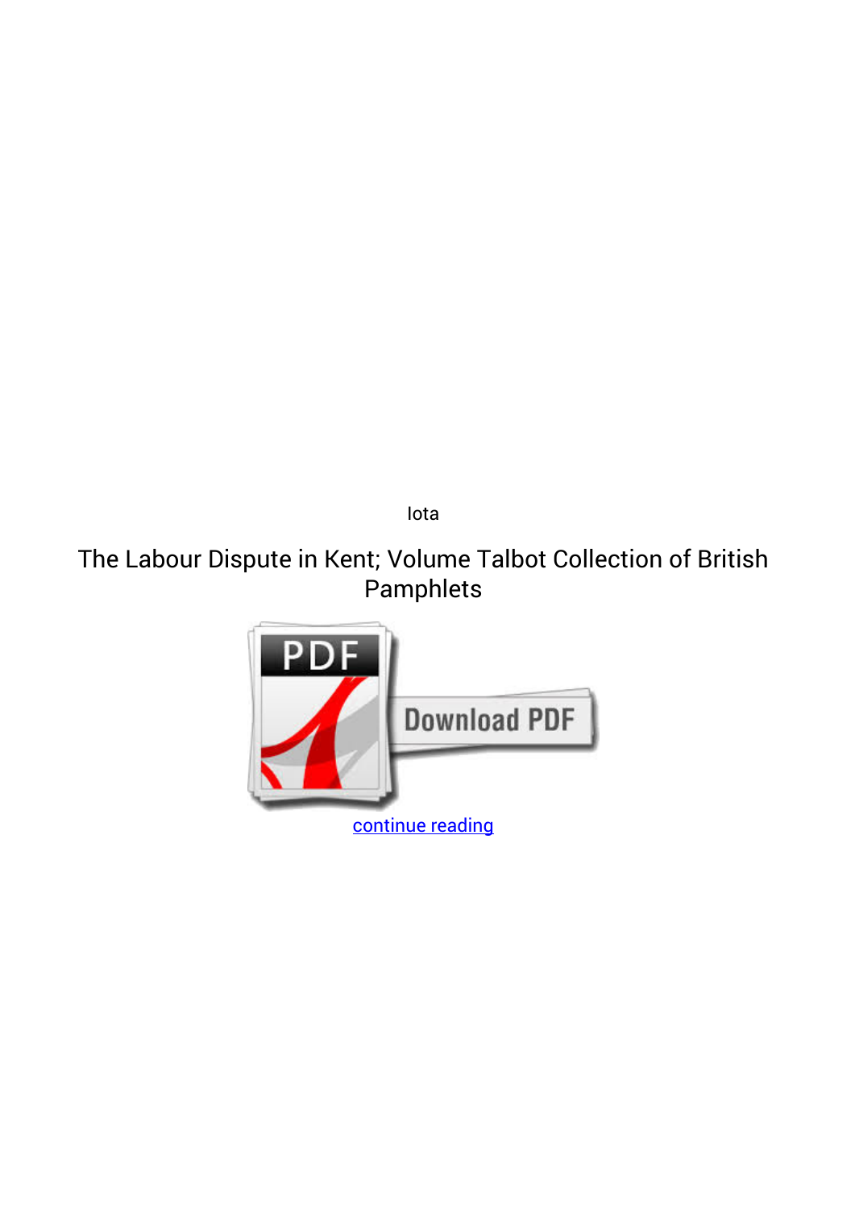Iota

The Labour Dispute in Kent; Volume Talbot Collection of British Pamphlets

continue reading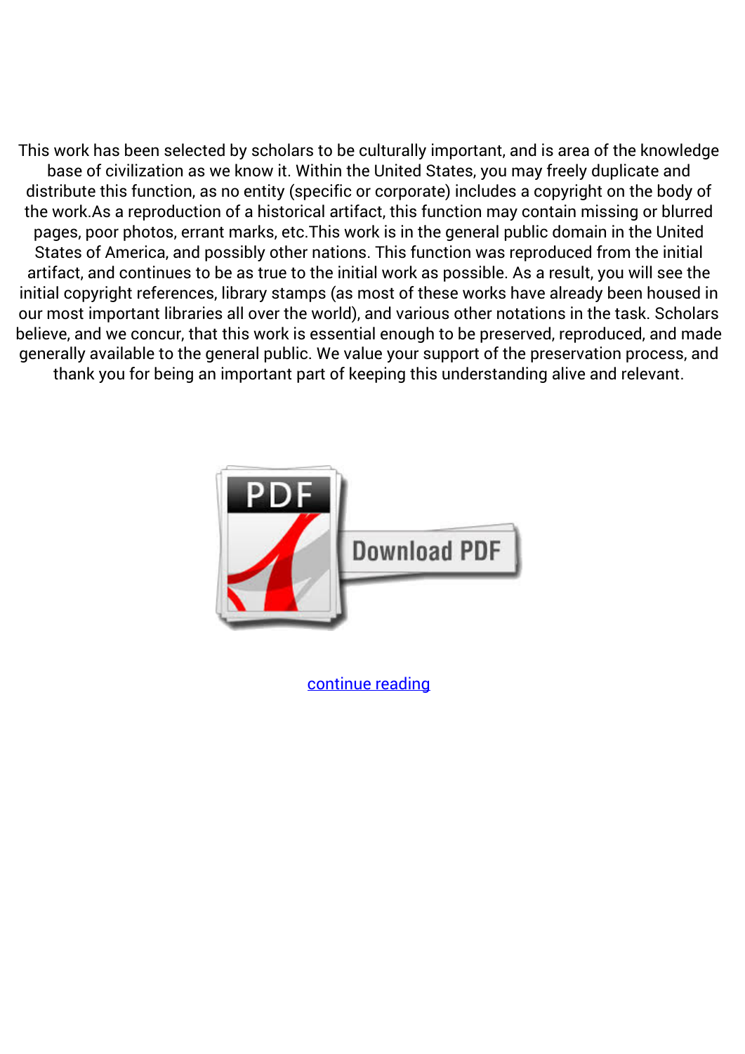This work has been selected by scholars to be culturally important, and is area of the knowledge base of civilization as we know it. Within the United States, you may freely duplicate and distribute this function, as no entity (specific or corporate) includes a copyright on the body of the work.As a reproduction of a historical artifact, this function may contain missing or blurred pages, poor photos, errant marks, etc.This work is in the general public domain in the United States of America, and possibly other nations. This function was reproduced from the initial artifact, and continues to be as true to the initial work as possible. As a result, you will see the initial copyright references, library stamps (as most of these works have already been housed in our most important libraries all over the world), and various other notations in the task. Scholars believe, and we concur, that this work is essential enough to be preserved, reproduced, and made generally available to the general public. We value your support of the preservation process, and thank you for being an important part of keeping this understanding alive and relevant.

continue reading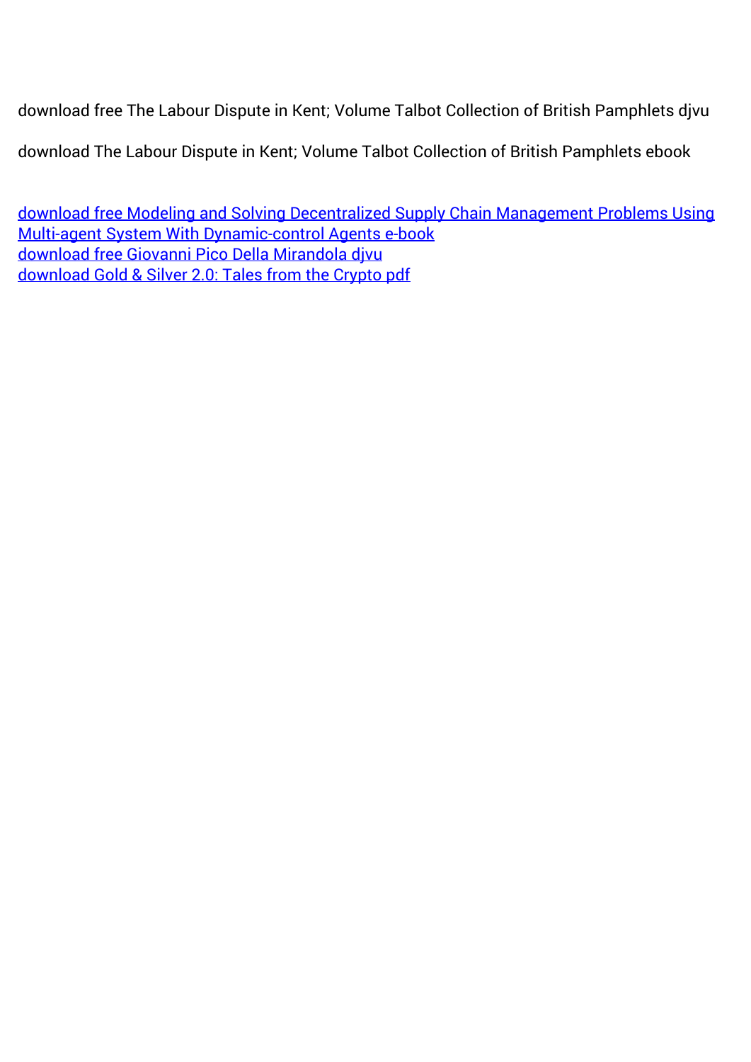download free The Labour Dispute in Kent; Volume Talbot Collection of British Pamphlets djvu

download The Labour Dispute in Kent; Volume Talbot Collection of British Pamphlets ebook

download free Modeling and Solving Decentralized Supply Chain Management Problems Using Multi-agent System With Dynamic-control Agents e-book
download free Giovanni Pico Della Mirandola djvu
download Gold & Silver 2.0: Tales from the Crypto pdf